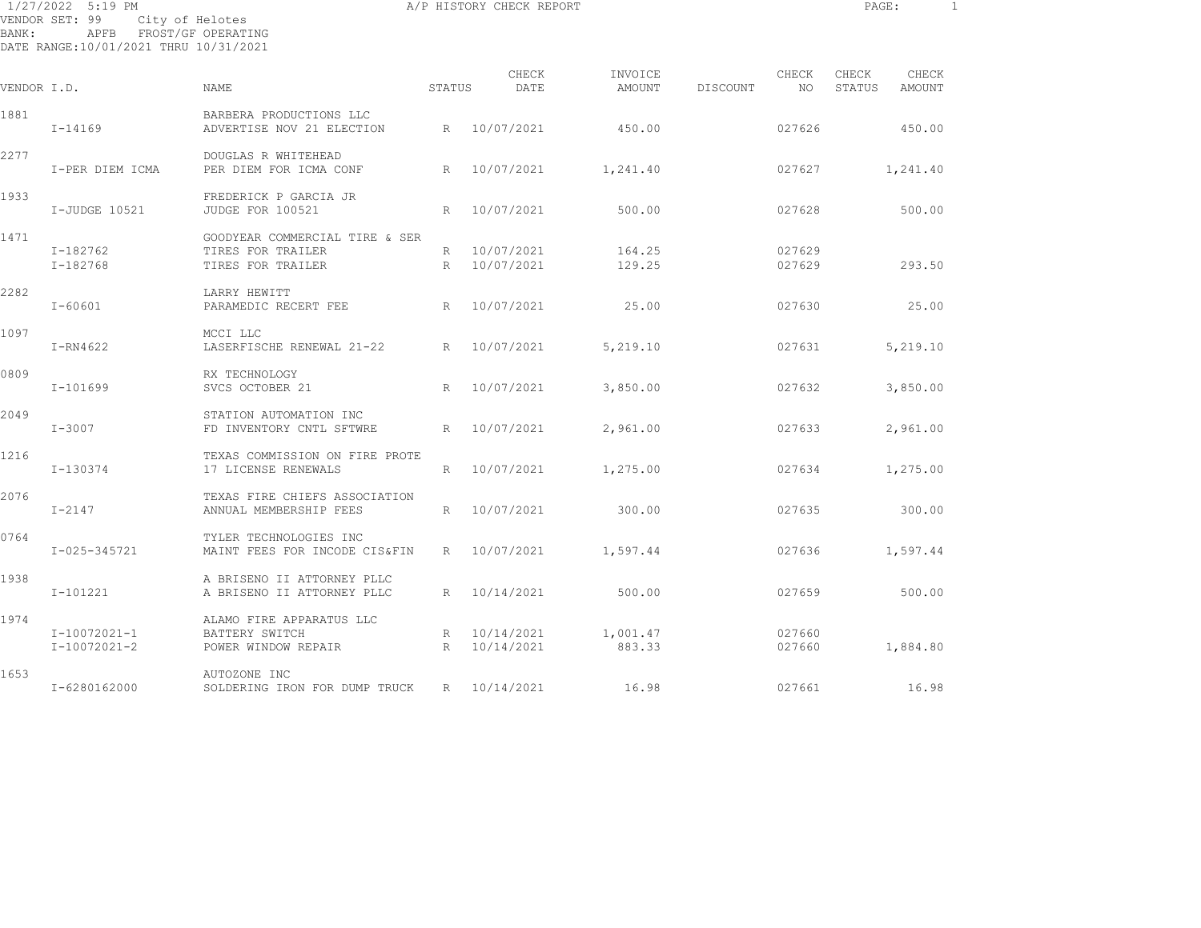1/27/2022 5:19 PM A/P HISTORY CHECK REPORT

VENDOR SET: 99 City of Helotes
BANK: APFB FROST/GF OPERATING
DATE RANGE:10/01/2021 THRU 10/31/2021

| VENDOR I.D. | | NAME | STATUS | CHECK DATE | INVOICE AMOUNT | DISCOUNT | CHECK NO | CHECK STATUS | CHECK AMOUNT |
|---|---|---|---|---|---|---|---|---|---|
| 1881 | | BARBERA PRODUCTIONS LLC | | | | | | | |
| | I-14169 | ADVERTISE NOV 21 ELECTION | R | 10/07/2021 | 450.00 | | 027626 | | 450.00 |
| 2277 | | DOUGLAS R WHITEHEAD | | | | | | | |
| | I-PER DIEM ICMA | PER DIEM FOR ICMA CONF | R | 10/07/2021 | 1,241.40 | | 027627 | | 1,241.40 |
| 1933 | | FREDERICK P GARCIA JR | | | | | | | |
| | I-JUDGE 10521 | JUDGE FOR 100521 | R | 10/07/2021 | 500.00 | | 027628 | | 500.00 |
| 1471 | | GOODYEAR COMMERCIAL TIRE & SER | | | | | | | |
| | I-182762 | TIRES FOR TRAILER | R | 10/07/2021 | 164.25 | | 027629 | | |
| | I-182768 | TIRES FOR TRAILER | R | 10/07/2021 | 129.25 | | 027629 | | 293.50 |
| 2282 | | LARRY HEWITT | | | | | | | |
| | I-60601 | PARAMEDIC RECERT FEE | R | 10/07/2021 | 25.00 | | 027630 | | 25.00 |
| 1097 | | MCCI LLC | | | | | | | |
| | I-RN4622 | LASERFISCHE RENEWAL 21-22 | R | 10/07/2021 | 5,219.10 | | 027631 | | 5,219.10 |
| 0809 | | RX TECHNOLOGY | | | | | | | |
| | I-101699 | SVCS OCTOBER 21 | R | 10/07/2021 | 3,850.00 | | 027632 | | 3,850.00 |
| 2049 | | STATION AUTOMATION INC | | | | | | | |
| | I-3007 | FD INVENTORY CNTL SFTWRE | R | 10/07/2021 | 2,961.00 | | 027633 | | 2,961.00 |
| 1216 | | TEXAS COMMISSION ON FIRE PROTE | | | | | | | |
| | I-130374 | 17 LICENSE RENEWALS | R | 10/07/2021 | 1,275.00 | | 027634 | | 1,275.00 |
| 2076 | | TEXAS FIRE CHIEFS ASSOCIATION | | | | | | | |
| | I-2147 | ANNUAL MEMBERSHIP FEES | R | 10/07/2021 | 300.00 | | 027635 | | 300.00 |
| 0764 | | TYLER TECHNOLOGIES INC | | | | | | | |
| | I-025-345721 | MAINT FEES FOR INCODE CIS&FIN | R | 10/07/2021 | 1,597.44 | | 027636 | | 1,597.44 |
| 1938 | | A BRISENO II ATTORNEY PLLC | | | | | | | |
| | I-101221 | A BRISENO II ATTORNEY PLLC | R | 10/14/2021 | 500.00 | | 027659 | | 500.00 |
| 1974 | | ALAMO FIRE APPARATUS LLC | | | | | | | |
| | I-10072021-1 | BATTERY SWITCH | R | 10/14/2021 | 1,001.47 | | 027660 | | |
| | I-10072021-2 | POWER WINDOW REPAIR | R | 10/14/2021 | 883.33 | | 027660 | | 1,884.80 |
| 1653 | | AUTOZONE INC | | | | | | | |
| | I-6280162000 | SOLDERING IRON FOR DUMP TRUCK | R | 10/14/2021 | 16.98 | | 027661 | | 16.98 |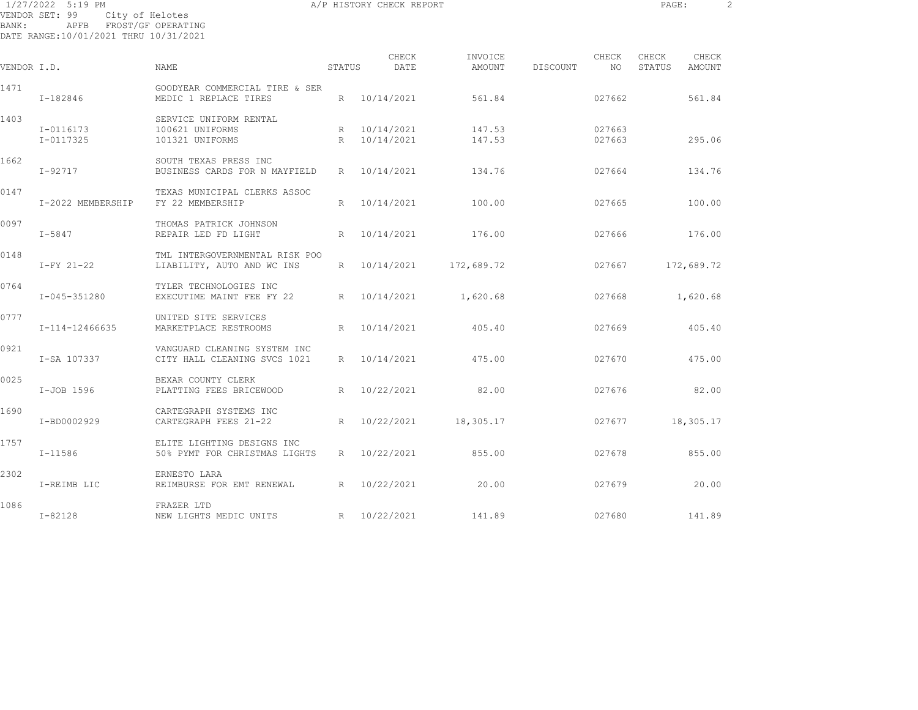A/P HISTORY CHECK REPORT

VENDOR SET: 99 City of Helotes
BANK: APFB FROST/GF OPERATING
DATE RANGE:10/01/2021 THRU 10/31/2021

| VENDOR I.D. | NAME | STATUS | CHECK DATE | INVOICE AMOUNT | DISCOUNT | CHECK NO | CHECK STATUS | CHECK AMOUNT |
|---|---|---|---|---|---|---|---|---|
| 1471 | GOODYEAR COMMERCIAL TIRE & SER | | | | | | | |
| I-182846 | MEDIC 1 REPLACE TIRES | R | 10/14/2021 | 561.84 | | 027662 | | 561.84 |
| 1403 | SERVICE UNIFORM RENTAL | | | | | | | |
| I-0116173 | 100621 UNIFORMS | R | 10/14/2021 | 147.53 | | 027663 | | |
| I-0117325 | 101321 UNIFORMS | R | 10/14/2021 | 147.53 | | 027663 | | 295.06 |
| 1662 | SOUTH TEXAS PRESS INC | | | | | | | |
| I-92717 | BUSINESS CARDS FOR N MAYFIELD | R | 10/14/2021 | 134.76 | | 027664 | | 134.76 |
| 0147 | TEXAS MUNICIPAL CLERKS ASSOC | | | | | | | |
| I-2022 MEMBERSHIP | FY 22 MEMBERSHIP | R | 10/14/2021 | 100.00 | | 027665 | | 100.00 |
| 0097 | THOMAS PATRICK JOHNSON | | | | | | | |
| I-5847 | REPAIR LED FD LIGHT | R | 10/14/2021 | 176.00 | | 027666 | | 176.00 |
| 0148 | TML INTERGOVERNMENTAL RISK POO | | | | | | | |
| I-FY 21-22 | LIABILITY, AUTO AND WC INS | R | 10/14/2021 | 172,689.72 | | 027667 | | 172,689.72 |
| 0764 | TYLER TECHNOLOGIES INC | | | | | | | |
| I-045-351280 | EXECUTIME MAINT FEE FY 22 | R | 10/14/2021 | 1,620.68 | | 027668 | | 1,620.68 |
| 0777 | UNITED SITE SERVICES | | | | | | | |
| I-114-12466635 | MARKETPLACE RESTROOMS | R | 10/14/2021 | 405.40 | | 027669 | | 405.40 |
| 0921 | VANGUARD CLEANING SYSTEM INC | | | | | | | |
| I-SA 107337 | CITY HALL CLEANING SVCS 1021 | R | 10/14/2021 | 475.00 | | 027670 | | 475.00 |
| 0025 | BEXAR COUNTY CLERK | | | | | | | |
| I-JOB 1596 | PLATTING FEES BRICEWOOD | R | 10/22/2021 | 82.00 | | 027676 | | 82.00 |
| 1690 | CARTEGRAPH SYSTEMS INC | | | | | | | |
| I-BD0002929 | CARTEGRAPH FEES 21-22 | R | 10/22/2021 | 18,305.17 | | 027677 | | 18,305.17 |
| 1757 | ELITE LIGHTING DESIGNS INC | | | | | | | |
| I-11586 | 50% PYMT FOR CHRISTMAS LIGHTS | R | 10/22/2021 | 855.00 | | 027678 | | 855.00 |
| 2302 | ERNESTO LARA | | | | | | | |
| I-REIMB LIC | REIMBURSE FOR EMT RENEWAL | R | 10/22/2021 | 20.00 | | 027679 | | 20.00 |
| 1086 | FRAZER LTD | | | | | | | |
| I-82128 | NEW LIGHTS MEDIC UNITS | R | 10/22/2021 | 141.89 | | 027680 | | 141.89 |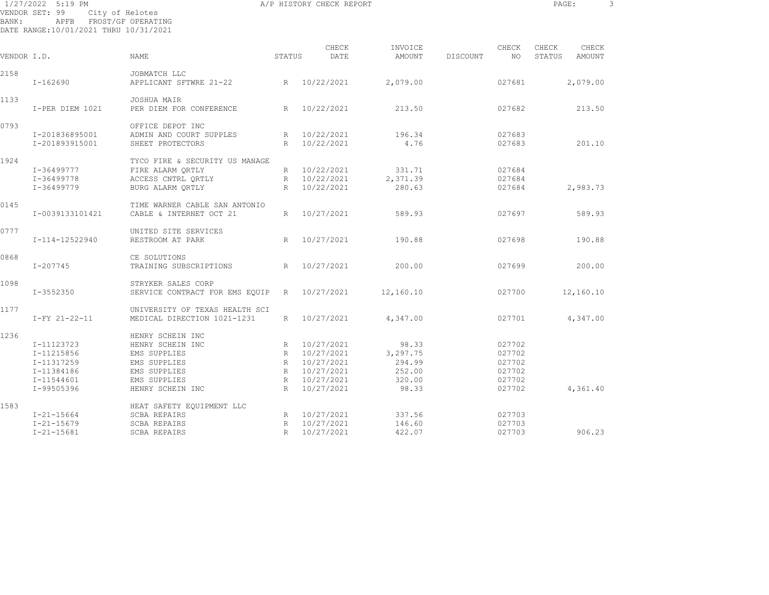VENDOR SET: 99 City of Helotes
BANK: APFB FROST/GF OPERATING
DATE RANGE:10/01/2021 THRU 10/31/2021

# A/P HISTORY CHECK REPORT

| VENDOR I.D. | NAME | STATUS | CHECK DATE | INVOICE AMOUNT | DISCOUNT | CHECK NO | CHECK STATUS | CHECK AMOUNT |
|---|---|---|---|---|---|---|---|---|
| 2158 | JOBMATCH LLC | | | | | | | |
| I-162690 | APPLICANT SFTWRE 21-22 | R | 10/22/2021 | 2,079.00 | | 027681 | | 2,079.00 |
| 1133 | JOSHUA MAIR | | | | | | | |
| I-PER DIEM 1021 | PER DIEM FOR CONFERENCE | R | 10/22/2021 | 213.50 | | 027682 | | 213.50 |
| 0793 | OFFICE DEPOT INC | | | | | | | |
| I-201836895001 | ADMIN AND COURT SUPPLES | R | 10/22/2021 | 196.34 | | 027683 | | |
| I-201893915001 | SHEET PROTECTORS | R | 10/22/2021 | 4.76 | | 027683 | | 201.10 |
| 1924 | TYCO FIRE & SECURITY US MANAGE | | | | | | | |
| I-36499777 | FIRE ALARM QRTLY | R | 10/22/2021 | 331.71 | | 027684 | | |
| I-36499778 | ACCESS CNTRL QRTLY | R | 10/22/2021 | 2,371.39 | | 027684 | | |
| I-36499779 | BURG ALARM QRTLY | R | 10/22/2021 | 280.63 | | 027684 | | 2,983.73 |
| 0145 | TIME WARNER CABLE SAN ANTONIO | | | | | | | |
| I-0039133101421 | CABLE & INTERNET OCT 21 | R | 10/27/2021 | 589.93 | | 027697 | | 589.93 |
| 0777 | UNITED SITE SERVICES | | | | | | | |
| I-114-12522940 | RESTROOM AT PARK | R | 10/27/2021 | 190.88 | | 027698 | | 190.88 |
| 0868 | CE SOLUTIONS | | | | | | | |
| I-207745 | TRAINING SUBSCRIPTIONS | R | 10/27/2021 | 200.00 | | 027699 | | 200.00 |
| 1098 | STRYKER SALES CORP | | | | | | | |
| I-3552350 | SERVICE CONTRACT FOR EMS EQUIP | R | 10/27/2021 | 12,160.10 | | 027700 | | 12,160.10 |
| 1177 | UNIVERSITY OF TEXAS HEALTH SCI | | | | | | | |
| I-FY 21-22-11 | MEDICAL DIRECTION 1021-1231 | R | 10/27/2021 | 4,347.00 | | 027701 | | 4,347.00 |
| 1236 | HENRY SCHEIN INC | | | | | | | |
| I-11123723 | HENRY SCHEIN INC | R | 10/27/2021 | 98.33 | | 027702 | | |
| I-11215856 | EMS SUPPLIES | R | 10/27/2021 | 3,297.75 | | 027702 | | |
| I-11317259 | EMS SUPPLIES | R | 10/27/2021 | 294.99 | | 027702 | | |
| I-11384186 | EMS SUPPLIES | R | 10/27/2021 | 252.00 | | 027702 | | |
| I-11544601 | EMS SUPPLIES | R | 10/27/2021 | 320.00 | | 027702 | | |
| I-99505396 | HENRY SCHEIN INC | R | 10/27/2021 | 98.33 | | 027702 | | 4,361.40 |
| 1583 | HEAT SAFETY EQUIPMENT LLC | | | | | | | |
| I-21-15664 | SCBA REPAIRS | R | 10/27/2021 | 337.56 | | 027703 | | |
| I-21-15679 | SCBA REPAIRS | R | 10/27/2021 | 146.60 | | 027703 | | |
| I-21-15681 | SCBA REPAIRS | R | 10/27/2021 | 422.07 | | 027703 | | 906.23 |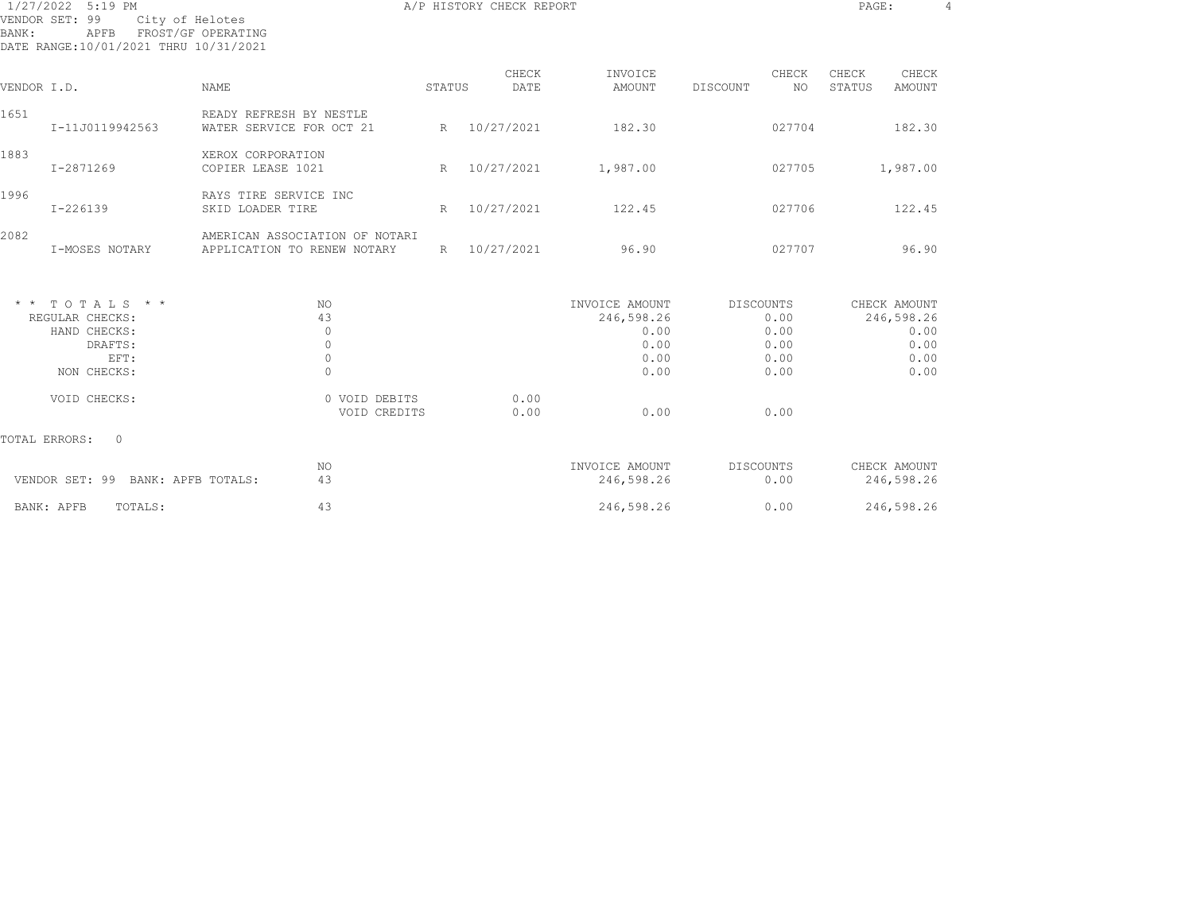1/27/2022 5:19 PM — A/P HISTORY CHECK REPORT

VENDOR SET: 99 City of Helotes
BANK: APFB FROST/GF OPERATING
DATE RANGE: 10/01/2021 THRU 10/31/2021

| VENDOR I.D. | NAME | STATUS | CHECK DATE | INVOICE AMOUNT | DISCOUNT | CHECK NO | CHECK STATUS | CHECK AMOUNT |
|---|---|---|---|---|---|---|---|---|
| 1651 | READY REFRESH BY NESTLE | | | | | | | |
| I-11J0119942563 | WATER SERVICE FOR OCT 21 | R | 10/27/2021 | 182.30 | | 027704 | | 182.30 |
| 1883 | XEROX CORPORATION | | | | | | | |
| I-2871269 | COPIER LEASE 1021 | R | 10/27/2021 | 1,987.00 | | 027705 | | 1,987.00 |
| 1996 | RAYS TIRE SERVICE INC | | | | | | | |
| I-226139 | SKID LOADER TIRE | R | 10/27/2021 | 122.45 | | 027706 | | 122.45 |
| 2082 | AMERICAN ASSOCIATION OF NOTARI | | | | | | | |
| I-MOSES NOTARY | APPLICATION TO RENEW NOTARY | R | 10/27/2021 | 96.90 | | 027707 | | 96.90 |

| * * TOTALS * * | NO | | | INVOICE AMOUNT | DISCOUNTS | CHECK AMOUNT |
|---|---|---|---|---|---|---|
| REGULAR CHECKS: | 43 | | | 246,598.26 | 0.00 | 246,598.26 |
| HAND CHECKS: | 0 | | | 0.00 | 0.00 | 0.00 |
| DRAFTS: | 0 | | | 0.00 | 0.00 | 0.00 |
| EFT: | 0 | | | 0.00 | 0.00 | 0.00 |
| NON CHECKS: | 0 | | | 0.00 | 0.00 | 0.00 |
| VOID CHECKS: | 0 | VOID DEBITS | 0.00 | | | |
| | | VOID CREDITS | 0.00 | 0.00 | 0.00 | |

TOTAL ERRORS: 0

| | NO | INVOICE AMOUNT | DISCOUNTS | CHECK AMOUNT |
|---|---|---|---|---|
| VENDOR SET: 99 BANK: APFB TOTALS: | 43 | 246,598.26 | 0.00 | 246,598.26 |
| BANK: APFB TOTALS: | 43 | 246,598.26 | 0.00 | 246,598.26 |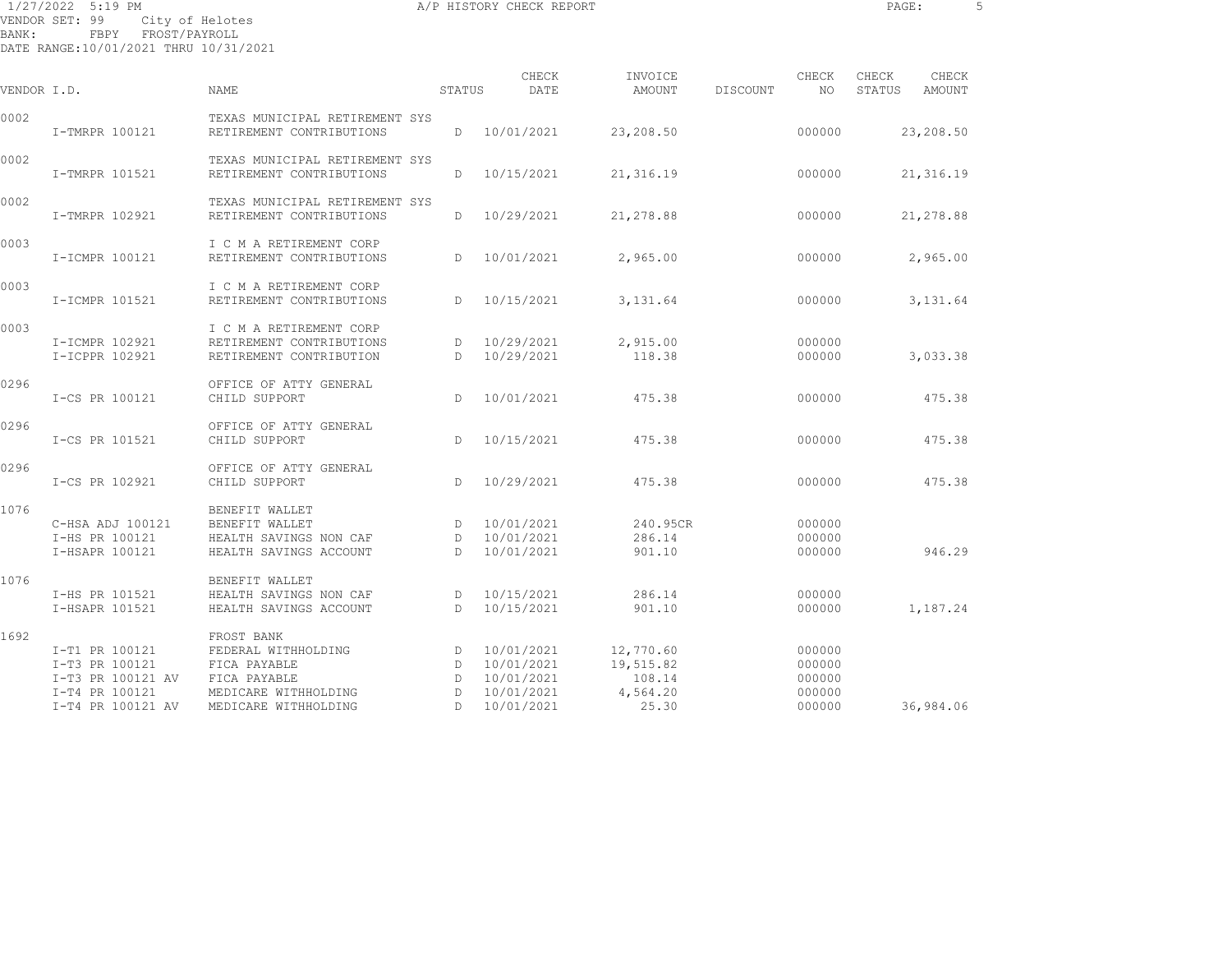1/27/2022 5:19 PM A/P HISTORY CHECK REPORT

VENDOR SET: 99 City of Helotes
BANK: FBPY FROST/PAYROLL
DATE RANGE:10/01/2021 THRU 10/31/2021

| VENDOR I.D. | NAME | STATUS | CHECK DATE | INVOICE AMOUNT | DISCOUNT | CHECK NO | CHECK STATUS | CHECK AMOUNT |
|---|---|---|---|---|---|---|---|---|
| 0002 | TEXAS MUNICIPAL RETIREMENT SYS | | | | | | | |
| I-TMRPR 100121 | RETIREMENT CONTRIBUTIONS | D | 10/01/2021 | 23,208.50 | | 000000 | | 23,208.50 |
| 0002 | TEXAS MUNICIPAL RETIREMENT SYS | | | | | | | |
| I-TMRPR 101521 | RETIREMENT CONTRIBUTIONS | D | 10/15/2021 | 21,316.19 | | 000000 | | 21,316.19 |
| 0002 | TEXAS MUNICIPAL RETIREMENT SYS | | | | | | | |
| I-TMRPR 102921 | RETIREMENT CONTRIBUTIONS | D | 10/29/2021 | 21,278.88 | | 000000 | | 21,278.88 |
| 0003 | I C M A RETIREMENT CORP | | | | | | | |
| I-ICMPR 100121 | RETIREMENT CONTRIBUTIONS | D | 10/01/2021 | 2,965.00 | | 000000 | | 2,965.00 |
| 0003 | I C M A RETIREMENT CORP | | | | | | | |
| I-ICMPR 101521 | RETIREMENT CONTRIBUTIONS | D | 10/15/2021 | 3,131.64 | | 000000 | | 3,131.64 |
| 0003 | I C M A RETIREMENT CORP | | | | | | | |
| I-ICMPR 102921 | RETIREMENT CONTRIBUTIONS | D | 10/29/2021 | 2,915.00 | | 000000 | | |
| I-ICPPR 102921 | RETIREMENT CONTRIBUTION | D | 10/29/2021 | 118.38 | | 000000 | | 3,033.38 |
| 0296 | OFFICE OF ATTY GENERAL | | | | | | | |
| I-CS PR 100121 | CHILD SUPPORT | D | 10/01/2021 | 475.38 | | 000000 | | 475.38 |
| 0296 | OFFICE OF ATTY GENERAL | | | | | | | |
| I-CS PR 101521 | CHILD SUPPORT | D | 10/15/2021 | 475.38 | | 000000 | | 475.38 |
| 0296 | OFFICE OF ATTY GENERAL | | | | | | | |
| I-CS PR 102921 | CHILD SUPPORT | D | 10/29/2021 | 475.38 | | 000000 | | 475.38 |
| 1076 | BENEFIT WALLET | | | | | | | |
| C-HSA ADJ 100121 | BENEFIT WALLET | D | 10/01/2021 | 240.95CR | | 000000 | | |
| I-HS PR 100121 | HEALTH SAVINGS NON CAF | D | 10/01/2021 | 286.14 | | 000000 | | |
| I-HSAPR 100121 | HEALTH SAVINGS ACCOUNT | D | 10/01/2021 | 901.10 | | 000000 | | 946.29 |
| 1076 | BENEFIT WALLET | | | | | | | |
| I-HS PR 101521 | HEALTH SAVINGS NON CAF | D | 10/15/2021 | 286.14 | | 000000 | | |
| I-HSAPR 101521 | HEALTH SAVINGS ACCOUNT | D | 10/15/2021 | 901.10 | | 000000 | | 1,187.24 |
| 1692 | FROST BANK | | | | | | | |
| I-T1 PR 100121 | FEDERAL WITHHOLDING | D | 10/01/2021 | 12,770.60 | | 000000 | | |
| I-T3 PR 100121 | FICA PAYABLE | D | 10/01/2021 | 19,515.82 | | 000000 | | |
| I-T3 PR 100121 AV | FICA PAYABLE | D | 10/01/2021 | 108.14 | | 000000 | | |
| I-T4 PR 100121 | MEDICARE WITHHOLDING | D | 10/01/2021 | 4,564.20 | | 000000 | | |
| I-T4 PR 100121 AV | MEDICARE WITHHOLDING | D | 10/01/2021 | 25.30 | | 000000 | | 36,984.06 |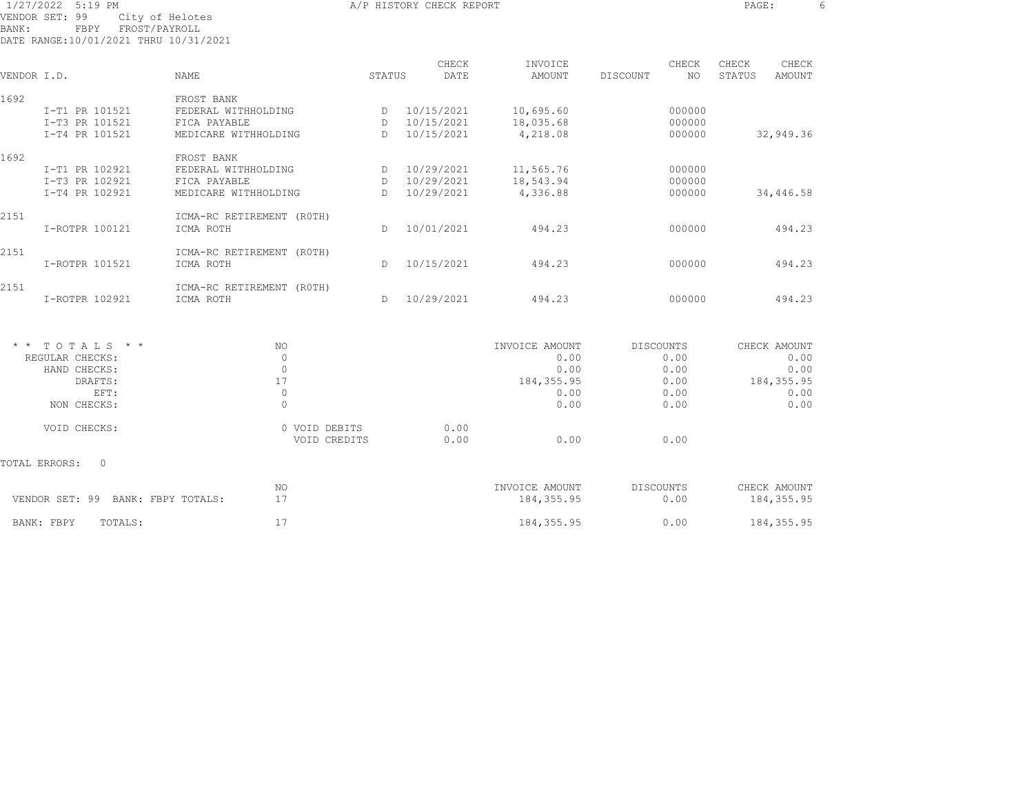1/27/2022 5:19 PM A/P HISTORY CHECK REPORT

VENDOR SET: 99 City of Helotes
BANK: FBPY FROST/PAYROLL
DATE RANGE:10/01/2021 THRU 10/31/2021

| VENDOR I.D. | NAME | STATUS | CHECK DATE | INVOICE AMOUNT | DISCOUNT | CHECK NO | CHECK STATUS | CHECK AMOUNT |
|---|---|---|---|---|---|---|---|---|
| 1692 | FROST BANK | | | | | | | |
| I-T1 PR 101521 | FEDERAL WITHHOLDING | D | 10/15/2021 | 10,695.60 | | 000000 | | |
| I-T3 PR 101521 | FICA PAYABLE | D | 10/15/2021 | 18,035.68 | | 000000 | | |
| I-T4 PR 101521 | MEDICARE WITHHOLDING | D | 10/15/2021 | 4,218.08 | | 000000 | | 32,949.36 |
| 1692 | FROST BANK | | | | | | | |
| I-T1 PR 102921 | FEDERAL WITHHOLDING | D | 10/29/2021 | 11,565.76 | | 000000 | | |
| I-T3 PR 102921 | FICA PAYABLE | D | 10/29/2021 | 18,543.94 | | 000000 | | |
| I-T4 PR 102921 | MEDICARE WITHHOLDING | D | 10/29/2021 | 4,336.88 | | 000000 | | 34,446.58 |
| 2151 | ICMA-RC RETIREMENT (R0TH) | | | | | | | |
| I-ROTPR 100121 | ICMA ROTH | D | 10/01/2021 | 494.23 | | 000000 | | 494.23 |
| 2151 | ICMA-RC RETIREMENT (R0TH) | | | | | | | |
| I-ROTPR 101521 | ICMA ROTH | D | 10/15/2021 | 494.23 | | 000000 | | 494.23 |
| 2151 | ICMA-RC RETIREMENT (R0TH) | | | | | | | |
| I-ROTPR 102921 | ICMA ROTH | D | 10/29/2021 | 494.23 | | 000000 | | 494.23 |

| * * TOTALS * * | NO | | | INVOICE AMOUNT | DISCOUNTS | CHECK AMOUNT |
|---|---|---|---|---|---|---|
| REGULAR CHECKS: | 0 | | | 0.00 | 0.00 | 0.00 |
| HAND CHECKS: | 0 | | | 0.00 | 0.00 | 0.00 |
| DRAFTS: | 17 | | | 184,355.95 | 0.00 | 184,355.95 |
| EFT: | 0 | | | 0.00 | 0.00 | 0.00 |
| NON CHECKS: | 0 | | | 0.00 | 0.00 | 0.00 |
| VOID CHECKS: | 0 | VOID DEBITS | 0.00 | | | |
| | | VOID CREDITS | 0.00 | 0.00 | 0.00 | |

TOTAL ERRORS: 0

| | NO | INVOICE AMOUNT | DISCOUNTS | CHECK AMOUNT |
|---|---|---|---|---|
| VENDOR SET: 99 BANK: FBPY TOTALS: | 17 | 184,355.95 | 0.00 | 184,355.95 |
| BANK: FBPY TOTALS: | 17 | 184,355.95 | 0.00 | 184,355.95 |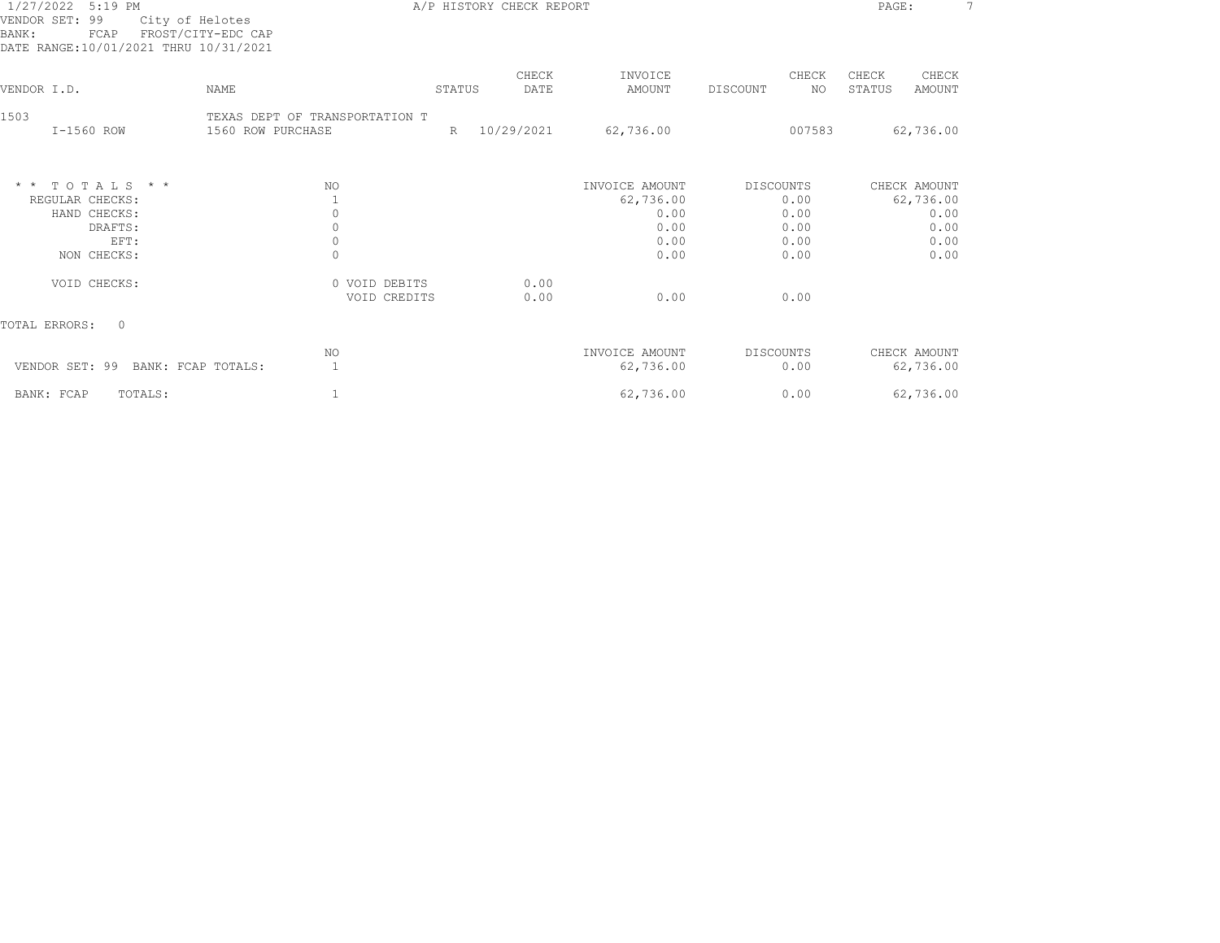1/27/2022 5:19 PM A/P HISTORY CHECK REPORT

VENDOR SET: 99 City of Helotes
BANK: FCAP FROST/CITY-EDC CAP
DATE RANGE:10/01/2021 THRU 10/31/2021

| VENDOR I.D. | NAME | STATUS | CHECK DATE | INVOICE AMOUNT | DISCOUNT | CHECK NO | CHECK STATUS | CHECK AMOUNT |
|---|---|---|---|---|---|---|---|---|
| 1503 | TEXAS DEPT OF TRANSPORTATION T | | | | | | | |
| I-1560 ROW | 1560 ROW PURCHASE | R | 10/29/2021 | 62,736.00 | | 007583 | | 62,736.00 |

| * * T O T A L S * * | NO | | | INVOICE AMOUNT | DISCOUNTS | CHECK AMOUNT |
|---|---|---|---|---|---|---|
| REGULAR CHECKS: | 1 | | | 62,736.00 | 0.00 | 62,736.00 |
| HAND CHECKS: | 0 | | | 0.00 | 0.00 | 0.00 |
| DRAFTS: | 0 | | | 0.00 | 0.00 | 0.00 |
| EFT: | 0 | | | 0.00 | 0.00 | 0.00 |
| NON CHECKS: | 0 | | | 0.00 | 0.00 | 0.00 |
| VOID CHECKS: | 0 | VOID DEBITS | 0.00 | | | |
| | | VOID CREDITS | 0.00 | 0.00 | 0.00 | |

TOTAL ERRORS: 0

| | NO | INVOICE AMOUNT | DISCOUNTS | CHECK AMOUNT |
|---|---|---|---|---|
| VENDOR SET: 99 BANK: FCAP TOTALS: | 1 | 62,736.00 | 0.00 | 62,736.00 |
| BANK: FCAP TOTALS: | 1 | 62,736.00 | 0.00 | 62,736.00 |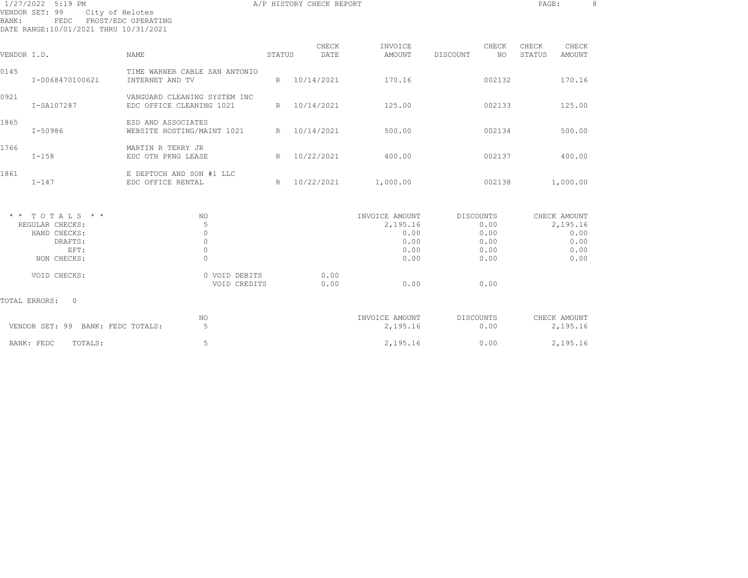1/27/2022 5:19 PM — A/P HISTORY CHECK REPORT

VENDOR SET: 99 City of Helotes
BANK: FEDC FROST/EDC OPERATING
DATE RANGE: 10/01/2021 THRU 10/31/2021

| VENDOR I.D. | NAME | STATUS | CHECK DATE | INVOICE AMOUNT | DISCOUNT | CHECK NO | CHECK STATUS | CHECK AMOUNT |
|---|---|---|---|---|---|---|---|---|
| 0145 | TIME WARNER CABLE SAN ANTONIO | | | | | | | |
| I-0068470100621 | INTERNET AND TV | R | 10/14/2021 | 170.16 | | 002132 | | 170.16 |
| 0921 | VANGUARD CLEANING SYSTEM INC | | | | | | | |
| I-SA107287 | EDC OFFICE CLEANING 1021 | R | 10/14/2021 | 125.00 | | 002133 | | 125.00 |
| 1865 | ESD AND ASSOCIATES | | | | | | | |
| I-50986 | WEBSITE HOSTING/MAINT 1021 | R | 10/14/2021 | 500.00 | | 002134 | | 500.00 |
| 1766 | MARTIN R TERRY JR | | | | | | | |
| I-158 | EDC OTH PKNG LEASE | R | 10/22/2021 | 400.00 | | 002137 | | 400.00 |
| 1861 | E DEPTUCH AND SON #1 LLC | | | | | | | |
| I-147 | EDC OFFICE RENTAL | R | 10/22/2021 | 1,000.00 | | 002138 | | 1,000.00 |

| * * TOTALS * * | NO | | INVOICE AMOUNT | DISCOUNTS | CHECK AMOUNT |
|---|---|---|---|---|---|
| REGULAR CHECKS: | 5 | | 2,195.16 | 0.00 | 2,195.16 |
| HAND CHECKS: | 0 | | 0.00 | 0.00 | 0.00 |
| DRAFTS: | 0 | | 0.00 | 0.00 | 0.00 |
| EFT: | 0 | | 0.00 | 0.00 | 0.00 |
| NON CHECKS: | 0 | | 0.00 | 0.00 | 0.00 |
| VOID CHECKS: | 0 VOID DEBITS | 0.00 | | | |
| | VOID CREDITS | 0.00 | 0.00 | 0.00 | |

TOTAL ERRORS: 0

| | NO | INVOICE AMOUNT | DISCOUNTS | CHECK AMOUNT |
|---|---|---|---|---|
| VENDOR SET: 99 BANK: FEDC TOTALS: | 5 | 2,195.16 | 0.00 | 2,195.16 |
| BANK: FEDC TOTALS: | 5 | 2,195.16 | 0.00 | 2,195.16 |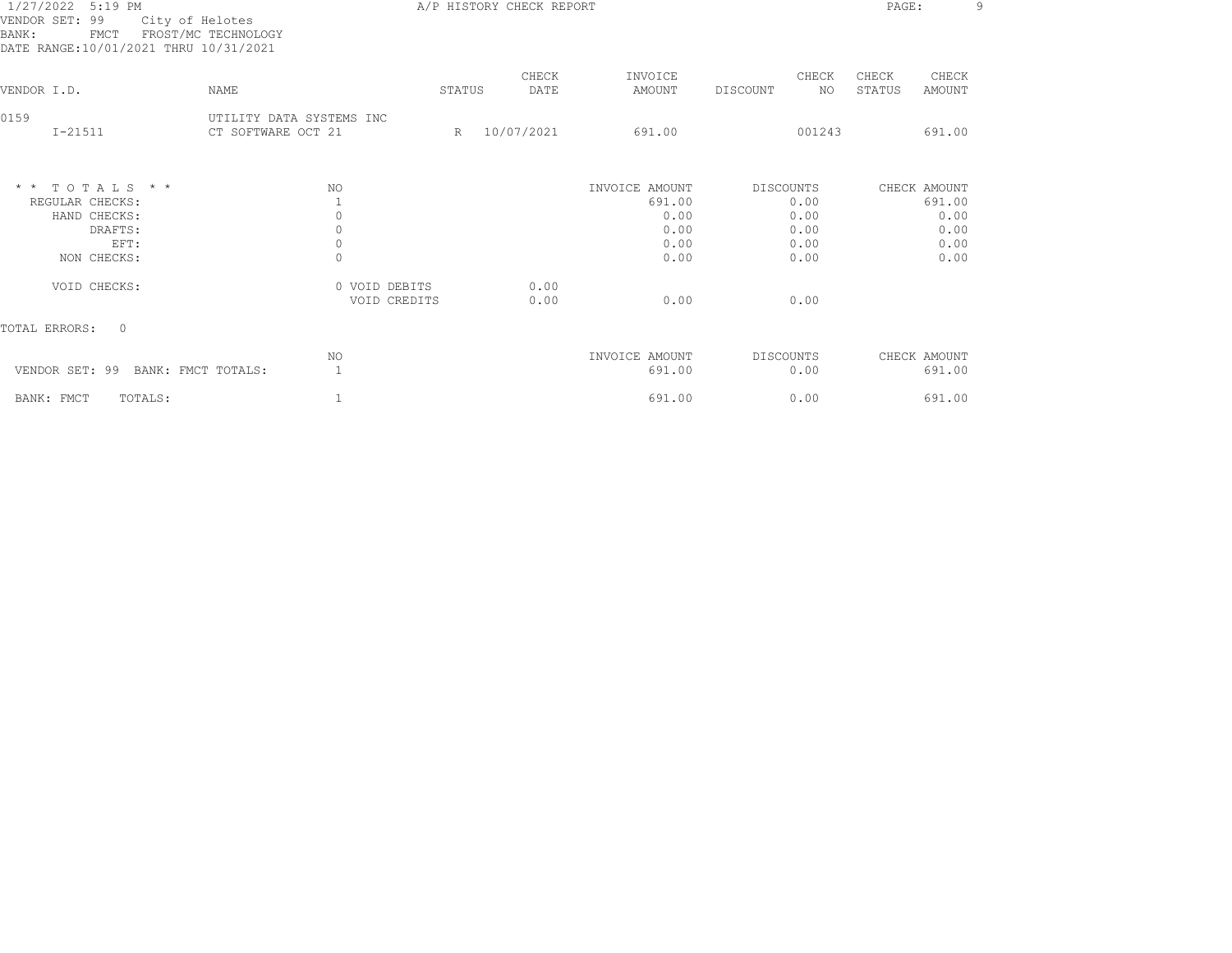1/27/2022 5:19 PM — A/P HISTORY CHECK REPORT

VENDOR SET: 99 City of Helotes
BANK: FMCT FROST/MC TECHNOLOGY
DATE RANGE:10/01/2021 THRU 10/31/2021

| VENDOR I.D. | NAME | STATUS | CHECK DATE | INVOICE AMOUNT | DISCOUNT | CHECK NO | CHECK STATUS | CHECK AMOUNT |
|---|---|---|---|---|---|---|---|---|
| 0159 | UTILITY DATA SYSTEMS INC | | | | | | | |
| I-21511 | CT SOFTWARE OCT 21 | R | 10/07/2021 | 691.00 | | 001243 | | 691.00 |

| * * T O T A L S * * | NO | | | INVOICE AMOUNT | DISCOUNTS | CHECK AMOUNT |
|---|---|---|---|---|---|---|
| REGULAR CHECKS: | 1 | | | 691.00 | 0.00 | 691.00 |
| HAND CHECKS: | 0 | | | 0.00 | 0.00 | 0.00 |
| DRAFTS: | 0 | | | 0.00 | 0.00 | 0.00 |
| EFT: | 0 | | | 0.00 | 0.00 | 0.00 |
| NON CHECKS: | 0 | | | 0.00 | 0.00 | 0.00 |
| VOID CHECKS: | 0 | VOID DEBITS | 0.00 | | | |
| | | VOID CREDITS | 0.00 | 0.00 | 0.00 | |

TOTAL ERRORS: 0

| | NO | INVOICE AMOUNT | DISCOUNTS | CHECK AMOUNT |
|---|---|---|---|---|
| VENDOR SET: 99 BANK: FMCT TOTALS: | 1 | 691.00 | 0.00 | 691.00 |
| BANK: FMCT TOTALS: | 1 | 691.00 | 0.00 | 691.00 |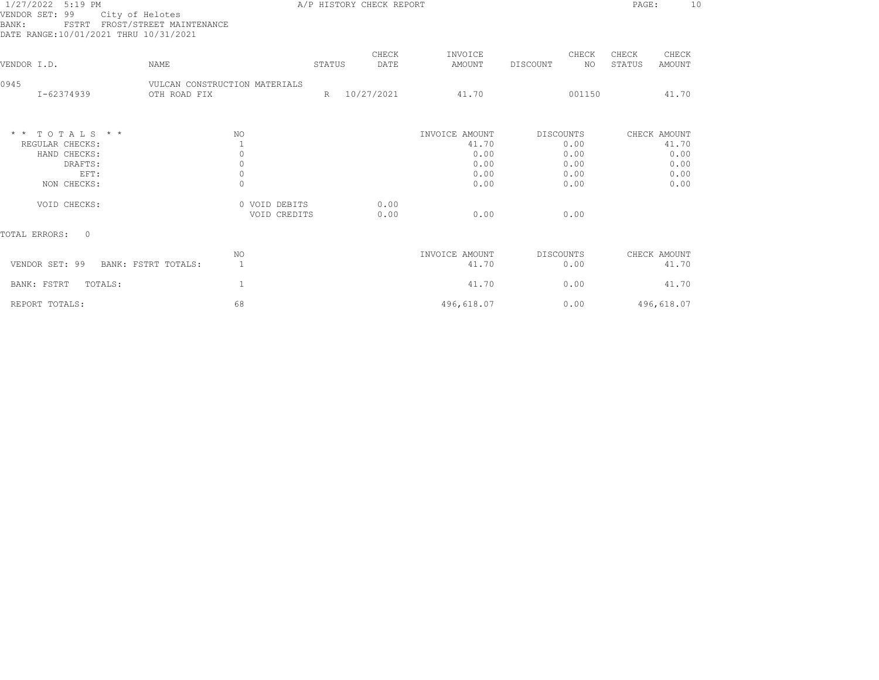1/27/2022 5:19 PM — A/P HISTORY CHECK REPORT

VENDOR SET: 99 City of Helotes
BANK: FSTRT FROST/STREET MAINTENANCE
DATE RANGE: 10/01/2021 THRU 10/31/2021

| VENDOR I.D. | NAME | STATUS | CHECK DATE | INVOICE AMOUNT | DISCOUNT | CHECK NO | CHECK STATUS | CHECK AMOUNT |
|---|---|---|---|---|---|---|---|---|
| 0945 | VULCAN CONSTRUCTION MATERIALS | | | | | | | |
| I-62374939 | OTH ROAD FIX | R | 10/27/2021 | 41.70 | | 001150 | | 41.70 |

| * * T O T A L S * * | NO | | | INVOICE AMOUNT | DISCOUNTS | CHECK AMOUNT |
|---|---|---|---|---|---|---|
| REGULAR CHECKS: | 1 | | | 41.70 | 0.00 | 41.70 |
| HAND CHECKS: | 0 | | | 0.00 | 0.00 | 0.00 |
| DRAFTS: | 0 | | | 0.00 | 0.00 | 0.00 |
| EFT: | 0 | | | 0.00 | 0.00 | 0.00 |
| NON CHECKS: | 0 | | | 0.00 | 0.00 | 0.00 |
| VOID CHECKS: | 0 | VOID DEBITS | 0.00 | | | |
| | | VOID CREDITS | 0.00 | 0.00 | 0.00 | |

TOTAL ERRORS: 0

| | NO | INVOICE AMOUNT | DISCOUNTS | CHECK AMOUNT |
|---|---|---|---|---|
| VENDOR SET: 99 BANK: FSTRT TOTALS: | 1 | 41.70 | 0.00 | 41.70 |
| BANK: FSTRT TOTALS: | 1 | 41.70 | 0.00 | 41.70 |
| REPORT TOTALS: | 68 | 496,618.07 | 0.00 | 496,618.07 |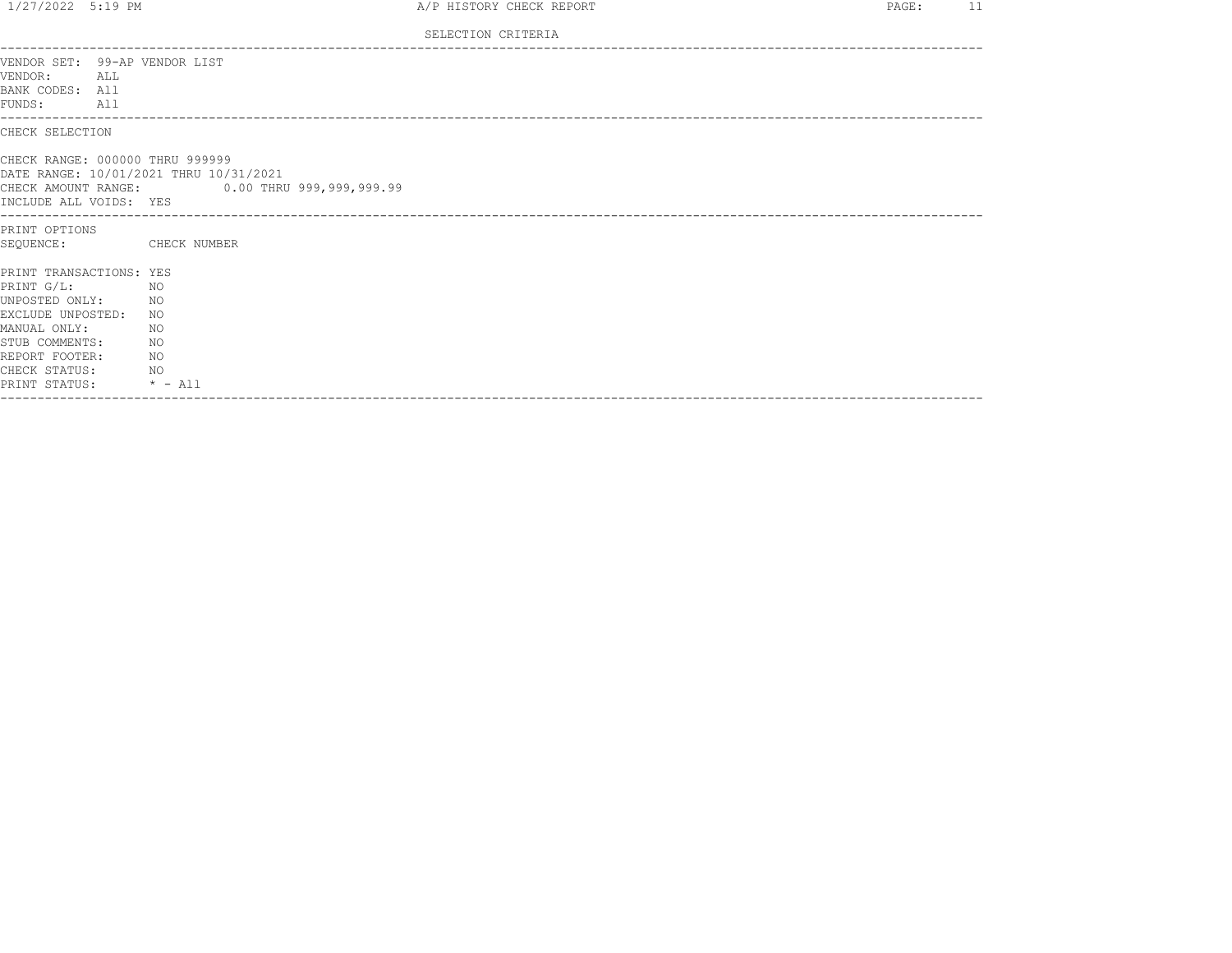SELECTION CRITERIA

VENDOR SET: 99-AP VENDOR LIST
VENDOR: ALL
BANK CODES: All
FUNDS: All

CHECK SELECTION

CHECK RANGE: 000000 THRU 999999
DATE RANGE: 10/01/2021 THRU 10/31/2021
CHECK AMOUNT RANGE: 0.00 THRU 999,999,999.99
INCLUDE ALL VOIDS: YES

PRINT OPTIONS
SEQUENCE: CHECK NUMBER

PRINT TRANSACTIONS: YES
PRINT G/L: NO
UNPOSTED ONLY: NO
EXCLUDE UNPOSTED: NO
MANUAL ONLY: NO
STUB COMMENTS: NO
REPORT FOOTER: NO
CHECK STATUS: NO
PRINT STATUS: * - All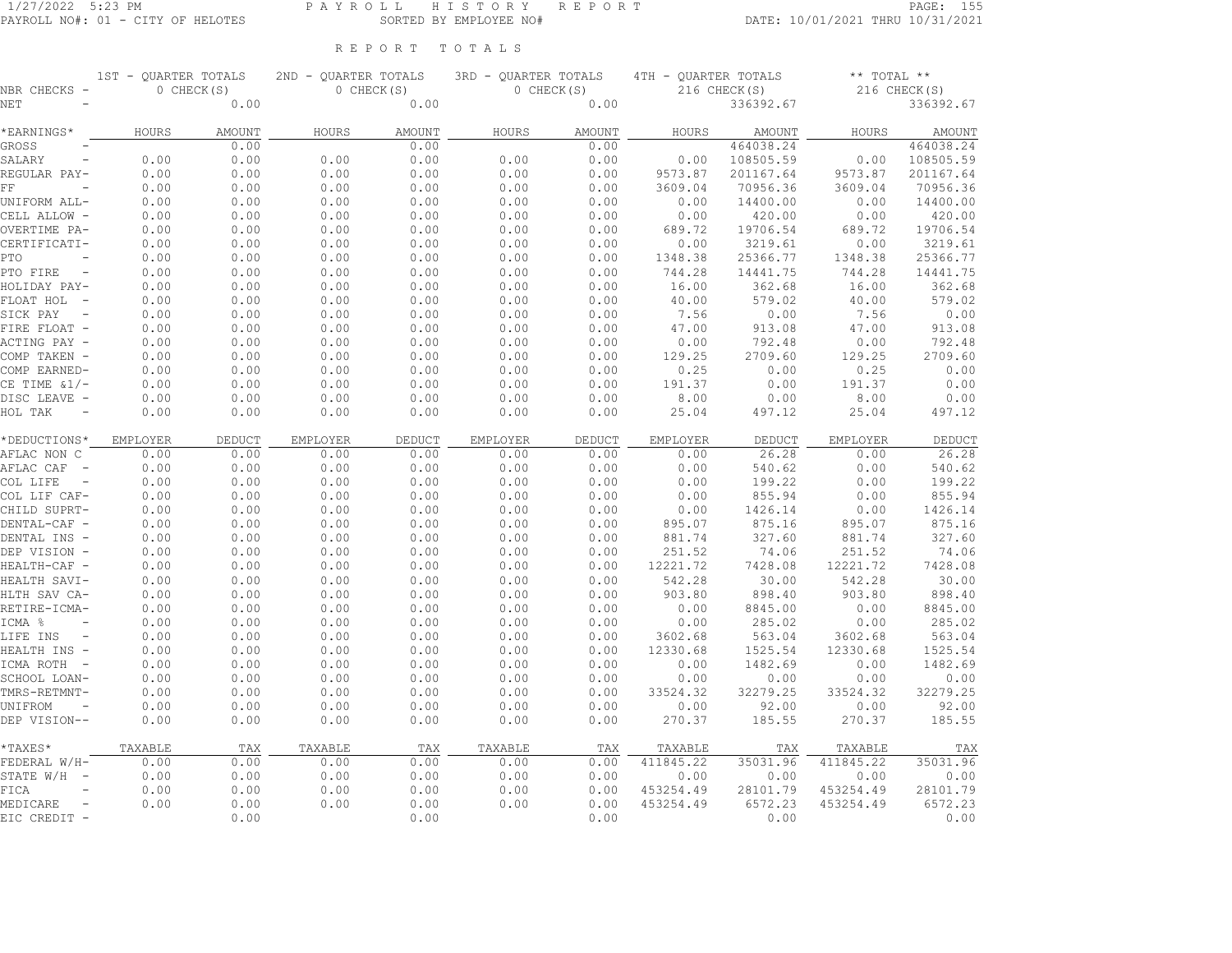# REPORT TOTALS

| | 1ST - QUARTER TOTALS | | 2ND - QUARTER TOTALS | | 3RD - QUARTER TOTALS | | 4TH - QUARTER TOTALS | | ** TOTAL ** | |
|---|---|---|---|---|---|---|---|---|---|---|
| NBR CHECKS - | | 0 CHECK(S) | | 0 CHECK(S) | | 0 CHECK(S) | | 216 CHECK(S) | | 216 CHECK(S) |
| NET - | | 0.00 | | 0.00 | | 0.00 | | 336392.67 | | 336392.67 |
| *EARNINGS* | HOURS | AMOUNT | HOURS | AMOUNT | HOURS | AMOUNT | HOURS | AMOUNT | HOURS | AMOUNT |
| GROSS - | | 0.00 | | 0.00 | | 0.00 | | 464038.24 | | 464038.24 |
| SALARY - | 0.00 | 0.00 | 0.00 | 0.00 | 0.00 | 0.00 | 0.00 | 108505.59 | 0.00 | 108505.59 |
| REGULAR PAY- | 0.00 | 0.00 | 0.00 | 0.00 | 0.00 | 0.00 | 9573.87 | 201167.64 | 9573.87 | 201167.64 |
| FF - | 0.00 | 0.00 | 0.00 | 0.00 | 0.00 | 0.00 | 3609.04 | 70956.36 | 3609.04 | 70956.36 |
| UNIFORM ALL- | 0.00 | 0.00 | 0.00 | 0.00 | 0.00 | 0.00 | 0.00 | 14400.00 | 0.00 | 14400.00 |
| CELL ALLOW - | 0.00 | 0.00 | 0.00 | 0.00 | 0.00 | 0.00 | 0.00 | 420.00 | 0.00 | 420.00 |
| OVERTIME PA- | 0.00 | 0.00 | 0.00 | 0.00 | 0.00 | 0.00 | 689.72 | 19706.54 | 689.72 | 19706.54 |
| CERTIFICATI- | 0.00 | 0.00 | 0.00 | 0.00 | 0.00 | 0.00 | 0.00 | 3219.61 | 0.00 | 3219.61 |
| PTO - | 0.00 | 0.00 | 0.00 | 0.00 | 0.00 | 0.00 | 1348.38 | 25366.77 | 1348.38 | 25366.77 |
| PTO FIRE - | 0.00 | 0.00 | 0.00 | 0.00 | 0.00 | 0.00 | 744.28 | 14441.75 | 744.28 | 14441.75 |
| HOLIDAY PAY- | 0.00 | 0.00 | 0.00 | 0.00 | 0.00 | 0.00 | 16.00 | 362.68 | 16.00 | 362.68 |
| FLOAT HOL - | 0.00 | 0.00 | 0.00 | 0.00 | 0.00 | 0.00 | 40.00 | 579.02 | 40.00 | 579.02 |
| SICK PAY - | 0.00 | 0.00 | 0.00 | 0.00 | 0.00 | 0.00 | 7.56 | 0.00 | 7.56 | 0.00 |
| FIRE FLOAT - | 0.00 | 0.00 | 0.00 | 0.00 | 0.00 | 0.00 | 47.00 | 913.08 | 47.00 | 913.08 |
| ACTING PAY - | 0.00 | 0.00 | 0.00 | 0.00 | 0.00 | 0.00 | 0.00 | 792.48 | 0.00 | 792.48 |
| COMP TAKEN - | 0.00 | 0.00 | 0.00 | 0.00 | 0.00 | 0.00 | 129.25 | 2709.60 | 129.25 | 2709.60 |
| COMP EARNED- | 0.00 | 0.00 | 0.00 | 0.00 | 0.00 | 0.00 | 0.25 | 0.00 | 0.25 | 0.00 |
| CE TIME &1/- | 0.00 | 0.00 | 0.00 | 0.00 | 0.00 | 0.00 | 191.37 | 0.00 | 191.37 | 0.00 |
| DISC LEAVE - | 0.00 | 0.00 | 0.00 | 0.00 | 0.00 | 0.00 | 8.00 | 0.00 | 8.00 | 0.00 |
| HOL TAK - | 0.00 | 0.00 | 0.00 | 0.00 | 0.00 | 0.00 | 25.04 | 497.12 | 25.04 | 497.12 |
| *DEDUCTIONS* | EMPLOYER | DEDUCT | EMPLOYER | DEDUCT | EMPLOYER | DEDUCT | EMPLOYER | DEDUCT | EMPLOYER | DEDUCT |
| AFLAC NON C | 0.00 | 0.00 | 0.00 | 0.00 | 0.00 | 0.00 | 0.00 | 26.28 | 0.00 | 26.28 |
| AFLAC CAF - | 0.00 | 0.00 | 0.00 | 0.00 | 0.00 | 0.00 | 0.00 | 540.62 | 0.00 | 540.62 |
| COL LIFE - | 0.00 | 0.00 | 0.00 | 0.00 | 0.00 | 0.00 | 0.00 | 199.22 | 0.00 | 199.22 |
| COL LIF CAF- | 0.00 | 0.00 | 0.00 | 0.00 | 0.00 | 0.00 | 0.00 | 855.94 | 0.00 | 855.94 |
| CHILD SUPRT- | 0.00 | 0.00 | 0.00 | 0.00 | 0.00 | 0.00 | 0.00 | 1426.14 | 0.00 | 1426.14 |
| DENTAL-CAF - | 0.00 | 0.00 | 0.00 | 0.00 | 0.00 | 0.00 | 895.07 | 875.16 | 895.07 | 875.16 |
| DENTAL INS - | 0.00 | 0.00 | 0.00 | 0.00 | 0.00 | 0.00 | 881.74 | 327.60 | 881.74 | 327.60 |
| DEP VISION - | 0.00 | 0.00 | 0.00 | 0.00 | 0.00 | 0.00 | 251.52 | 74.06 | 251.52 | 74.06 |
| HEALTH-CAF - | 0.00 | 0.00 | 0.00 | 0.00 | 0.00 | 0.00 | 12221.72 | 7428.08 | 12221.72 | 7428.08 |
| HEALTH SAVI- | 0.00 | 0.00 | 0.00 | 0.00 | 0.00 | 0.00 | 542.28 | 30.00 | 542.28 | 30.00 |
| HLTH SAV CA- | 0.00 | 0.00 | 0.00 | 0.00 | 0.00 | 0.00 | 903.80 | 898.40 | 903.80 | 898.40 |
| RETIRE-ICMA- | 0.00 | 0.00 | 0.00 | 0.00 | 0.00 | 0.00 | 0.00 | 8845.00 | 0.00 | 8845.00 |
| ICMA % - | 0.00 | 0.00 | 0.00 | 0.00 | 0.00 | 0.00 | 0.00 | 285.02 | 0.00 | 285.02 |
| LIFE INS - | 0.00 | 0.00 | 0.00 | 0.00 | 0.00 | 0.00 | 3602.68 | 563.04 | 3602.68 | 563.04 |
| HEALTH INS - | 0.00 | 0.00 | 0.00 | 0.00 | 0.00 | 0.00 | 12330.68 | 1525.54 | 12330.68 | 1525.54 |
| ICMA ROTH - | 0.00 | 0.00 | 0.00 | 0.00 | 0.00 | 0.00 | 0.00 | 1482.69 | 0.00 | 1482.69 |
| SCHOOL LOAN- | 0.00 | 0.00 | 0.00 | 0.00 | 0.00 | 0.00 | 0.00 | 0.00 | 0.00 | 0.00 |
| TMRS-RETMNT- | 0.00 | 0.00 | 0.00 | 0.00 | 0.00 | 0.00 | 33524.32 | 32279.25 | 33524.32 | 32279.25 |
| UNIFROM - | 0.00 | 0.00 | 0.00 | 0.00 | 0.00 | 0.00 | 0.00 | 92.00 | 0.00 | 92.00 |
| DEP VISION-- | 0.00 | 0.00 | 0.00 | 0.00 | 0.00 | 0.00 | 270.37 | 185.55 | 270.37 | 185.55 |
| *TAXES* | TAXABLE | TAX | TAXABLE | TAX | TAXABLE | TAX | TAXABLE | TAX | TAXABLE | TAX |
| FEDERAL W/H- | 0.00 | 0.00 | 0.00 | 0.00 | 0.00 | 0.00 | 411845.22 | 35031.96 | 411845.22 | 35031.96 |
| STATE W/H - | 0.00 | 0.00 | 0.00 | 0.00 | 0.00 | 0.00 | 0.00 | 0.00 | 0.00 | 0.00 |
| FICA - | 0.00 | 0.00 | 0.00 | 0.00 | 0.00 | 0.00 | 453254.49 | 28101.79 | 453254.49 | 28101.79 |
| MEDICARE - | 0.00 | 0.00 | 0.00 | 0.00 | 0.00 | 0.00 | 453254.49 | 6572.23 | 453254.49 | 6572.23 |
| EIC CREDIT - | | 0.00 | | 0.00 | | 0.00 | | 0.00 | | 0.00 |